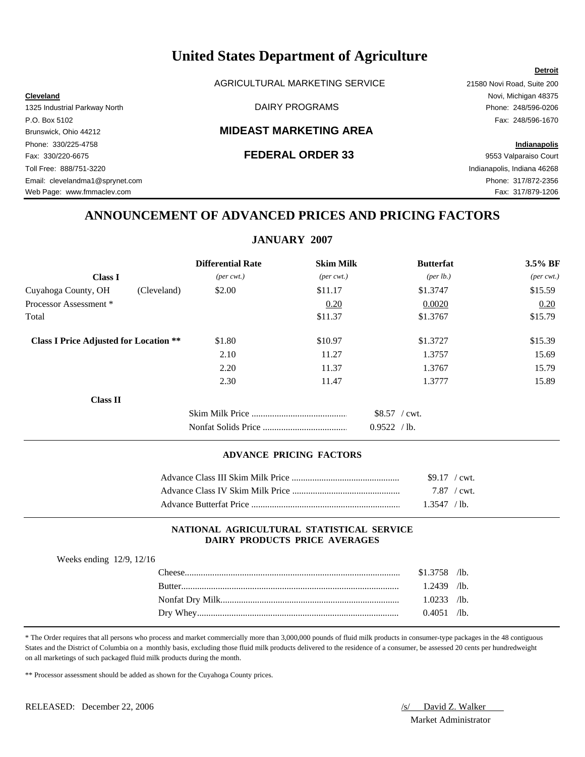# United States Department of Agriculture

AGRICULTURAL MARKETING SERVICE

DAIRY PROGRAMS

## MIDEAST MARKETING AREA

## FEDERAL ORDER 33

**Cleveland**
1325 Industrial Parkway North
P.O. Box 5102
Brunswick, Ohio 44212
Phone: 330/225-4758
Fax: 330/220-6675
Toll Free: 888/751-3220
Email: clevelandma1@sprynet.com
Web Page: www.fmmaclev.com

**Detroit**
21580 Novi Road, Suite 200
Novi, Michigan 48375
Phone: 248/596-0206
Fax: 248/596-1670

**Indianapolis**
9553 Valparaiso Court
Indianapolis, Indiana 46268
Phone: 317/872-2356
Fax: 317/879-1206

## ANNOUNCEMENT OF ADVANCED PRICES AND PRICING FACTORS

### JANUARY 2007

| | | Differential Rate | Skim Milk | Butterfat | 3.5% BF |
|---|---|---|---|---|---|
| **Class I** | | *(per cwt.)* | *(per cwt.)* | *(per lb.)* | *(per cwt.)* |
| Cuyahoga County, OH | (Cleveland) | $2.00 | $11.17 | $1.3747 | $15.59 |
| Processor Assessment * | | | 0.20 | 0.0020 | 0.20 |
| Total | | | $11.37 | $1.3767 | $15.79 |
| **Class I Price Adjusted for Location \*\*** | | $1.80 | $10.97 | $1.3727 | $15.39 |
| | | 2.10 | 11.27 | 1.3757 | 15.69 |
| | | 2.20 | 11.37 | 1.3767 | 15.79 |
| | | 2.30 | 11.47 | 1.3777 | 15.89 |

**Class II**

| | |
|---|---|
| Skim Milk Price | $8.57 / cwt. |
| Nonfat Solids Price | 0.9522 / lb. |

#### ADVANCE PRICING FACTORS

| | |
|---|---|
| Advance Class III Skim Milk Price | $9.17 / cwt. |
| Advance Class IV Skim Milk Price | 7.87 / cwt. |
| Advance Butterfat Price | 1.3547 / lb. |

#### NATIONAL AGRICULTURAL STATISTICAL SERVICE DAIRY PRODUCTS PRICE AVERAGES

Weeks ending 12/9, 12/16

| | |
|---|---|
| Cheese | $1.3758 /lb. |
| Butter | 1.2439 /lb. |
| Nonfat Dry Milk | 1.0233 /lb. |
| Dry Whey | 0.4051 /lb. |

* The Order requires that all persons who process and market commercially more than 3,000,000 pounds of fluid milk products in consumer-type packages in the 48 contiguous States and the District of Columbia on a monthly basis, excluding those fluid milk products delivered to the residence of a consumer, be assessed 20 cents per hundredweight on all marketings of such packaged fluid milk products during the month.

** Processor assessment should be added as shown for the Cuyahoga County prices.

RELEASED: December 22, 2006

/s/ David Z. Walker
Market Administrator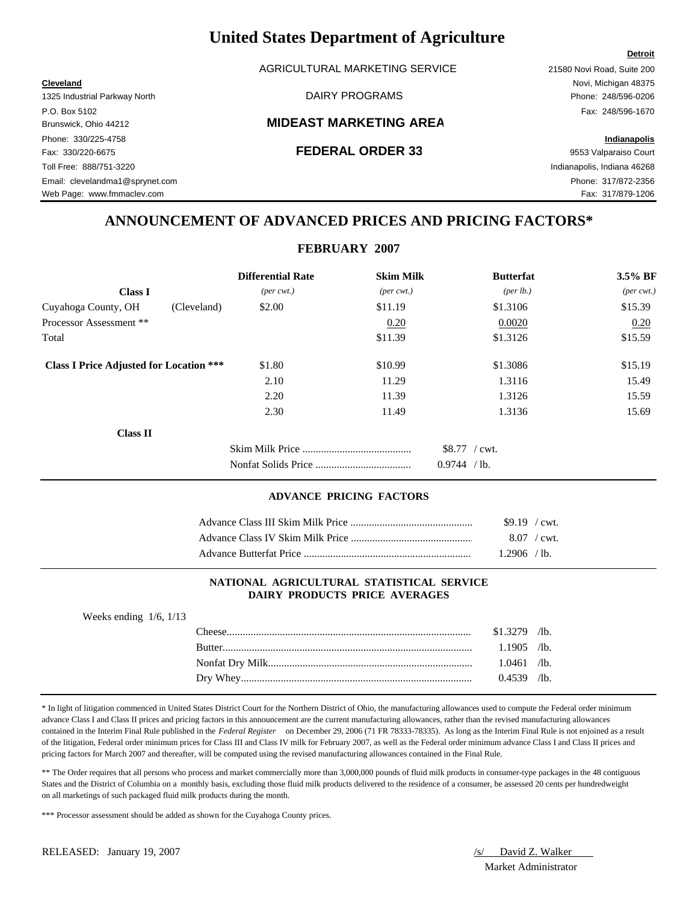# United States Department of Agriculture

AGRICULTURAL MARKETING SERVICE

DAIRY PROGRAMS

## MIDEAST MARKETING AREA

## FEDERAL ORDER 33

**Cleveland**
1325 Industrial Parkway North
P.O. Box 5102
Brunswick, Ohio 44212
Phone: 330/225-4758
Fax: 330/220-6675
Toll Free: 888/751-3220
Email: clevelandma1@sprynet.com
Web Page: www.fmmaclev.com

**Detroit**
21580 Novi Road, Suite 200
Novi, Michigan 48375
Phone: 248/596-0206
Fax: 248/596-1670

**Indianapolis**
9553 Valparaiso Court
Indianapolis, Indiana 46268
Phone: 317/872-2356
Fax: 317/879-1206

## ANNOUNCEMENT OF ADVANCED PRICES AND PRICING FACTORS*

### FEBRUARY 2007

| Class I | | Differential Rate *(per cwt.)* | Skim Milk *(per cwt.)* | Butterfat *(per lb.)* | 3.5% BF *(per cwt.)* |
|---|---|---|---|---|---|
| Cuyahoga County, OH | (Cleveland) | $2.00 | $11.19 | $1.3106 | $15.39 |
| Processor Assessment ** | | | 0.20 | 0.0020 | 0.20 |
| Total | | | $11.39 | $1.3126 | $15.59 |
| **Class I Price Adjusted for Location *** ** | | $1.80 | $10.99 | $1.3086 | $15.19 |
| | | 2.10 | 11.29 | 1.3116 | 15.49 |
| | | 2.20 | 11.39 | 1.3126 | 15.59 |
| | | 2.30 | 11.49 | 1.3136 | 15.69 |

**Class II**

| | |
|---|---|
| Skim Milk Price | $8.77 / cwt. |
| Nonfat Solids Price | 0.9744 / lb. |

### ADVANCE PRICING FACTORS

| | |
|---|---|
| Advance Class III Skim Milk Price | $9.19 / cwt. |
| Advance Class IV Skim Milk Price | 8.07 / cwt. |
| Advance Butterfat Price | 1.2906 / lb. |

### NATIONAL AGRICULTURAL STATISTICAL SERVICE DAIRY PRODUCTS PRICE AVERAGES

Weeks ending 1/6, 1/13

| | |
|---|---|
| Cheese | $1.3279 /lb. |
| Butter | 1.1905 /lb. |
| Nonfat Dry Milk | 1.0461 /lb. |
| Dry Whey | 0.4539 /lb. |

\* In light of litigation commenced in United States District Court for the Northern District of Ohio, the manufacturing allowances used to compute the Federal order minimum advance Class I and Class II prices and pricing factors in this announcement are the current manufacturing allowances, rather than the revised manufacturing allowances contained in the Interim Final Rule published in the *Federal Register* on December 29, 2006 (71 FR 78333-78335). As long as the Interim Final Rule is not enjoined as a result of the litigation, Federal order minimum prices for Class III and Class IV milk for February 2007, as well as the Federal order minimum advance Class I and Class II prices and pricing factors for March 2007 and thereafter, will be computed using the revised manufacturing allowances contained in the Final Rule.

** The Order requires that all persons who process and market commercially more than 3,000,000 pounds of fluid milk products in consumer-type packages in the 48 contiguous States and the District of Columbia on a monthly basis, excluding those fluid milk products delivered to the residence of a consumer, be assessed 20 cents per hundredweight on all marketings of such packaged fluid milk products during the month.

*** Processor assessment should be added as shown for the Cuyahoga County prices.

RELEASED: January 19, 2007

/s/ David Z. Walker
Market Administrator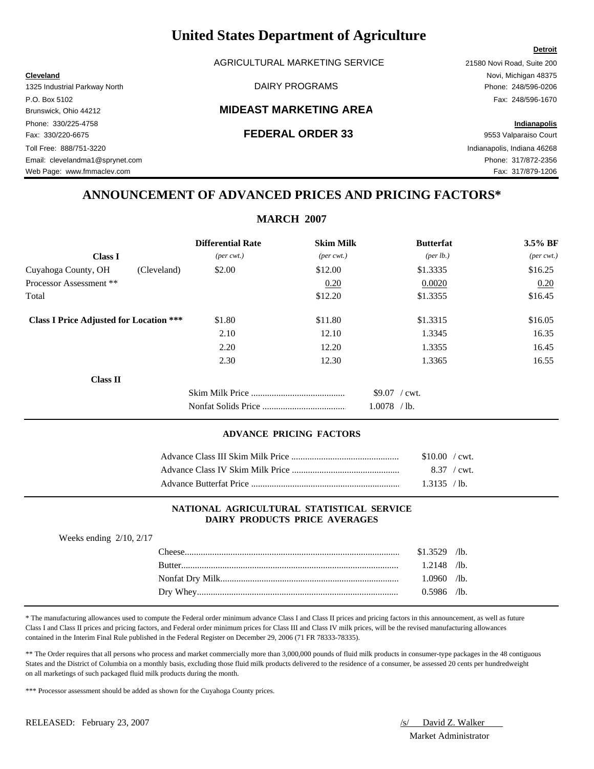# United States Department of Agriculture

AGRICULTURAL MARKETING SERVICE

DAIRY PROGRAMS

## MIDEAST MARKETING AREA

## FEDERAL ORDER 33

**Cleveland**
1325 Industrial Parkway North
P.O. Box 5102
Brunswick, Ohio 44212
Phone: 330/225-4758
Fax: 330/220-6675
Toll Free: 888/751-3220
Email: clevelandma1@sprynet.com
Web Page: www.fmmaclev.com

**Detroit**
21580 Novi Road, Suite 200
Novi, Michigan 48375
Phone: 248/596-0206
Fax: 248/596-1670

**Indianapolis**
9553 Valparaiso Court
Indianapolis, Indiana 46268
Phone: 317/872-2356
Fax: 317/879-1206

## ANNOUNCEMENT OF ADVANCED PRICES AND PRICING FACTORS*

### MARCH 2007

| **Class I** | **Differential Rate** *(per cwt.)* | **Skim Milk** *(per cwt.)* | **Butterfat** *(per lb.)* | **3.5% BF** *(per cwt.)* |
|---|---|---|---|---|
| Cuyahoga County, OH (Cleveland) | $2.00 | $12.00 | $1.3335 | $16.25 |
| Processor Assessment ** | | 0.20 | 0.0020 | 0.20 |
| Total | | $12.20 | $1.3355 | $16.45 |
| **Class I Price Adjusted for Location *** ** | $1.80 | $11.80 | $1.3315 | $16.05 |
| | 2.10 | 12.10 | 1.3345 | 16.35 |
| | 2.20 | 12.20 | 1.3355 | 16.45 |
| | 2.30 | 12.30 | 1.3365 | 16.55 |

**Class II**

| | |
|---|---|
| Skim Milk Price | $9.07 / cwt. |
| Nonfat Solids Price | 1.0078 / lb. |

### ADVANCE PRICING FACTORS

| | |
|---|---|
| Advance Class III Skim Milk Price | $10.00 / cwt. |
| Advance Class IV Skim Milk Price | 8.37 / cwt. |
| Advance Butterfat Price | 1.3135 / lb. |

### NATIONAL AGRICULTURAL STATISTICAL SERVICE DAIRY PRODUCTS PRICE AVERAGES

Weeks ending 2/10, 2/17

| | |
|---|---|
| Cheese | $1.3529 /lb. |
| Butter | 1.2148 /lb. |
| Nonfat Dry Milk | 1.0960 /lb. |
| Dry Whey | 0.5986 /lb. |

* The manufacturing allowances used to compute the Federal order minimum advance Class I and Class II prices and pricing factors in this announcement, as well as future Class I and Class II prices and pricing factors, and Federal order minimum prices for Class III and Class IV milk prices, will be the revised manufacturing allowances contained in the Interim Final Rule published in the Federal Register on December 29, 2006 (71 FR 78333-78335).

** The Order requires that all persons who process and market commercially more than 3,000,000 pounds of fluid milk products in consumer-type packages in the 48 contiguous States and the District of Columbia on a monthly basis, excluding those fluid milk products delivered to the residence of a consumer, be assessed 20 cents per hundredweight on all marketings of such packaged fluid milk products during the month.

*** Processor assessment should be added as shown for the Cuyahoga County prices.

RELEASED: February 23, 2007

/s/ David Z. Walker
Market Administrator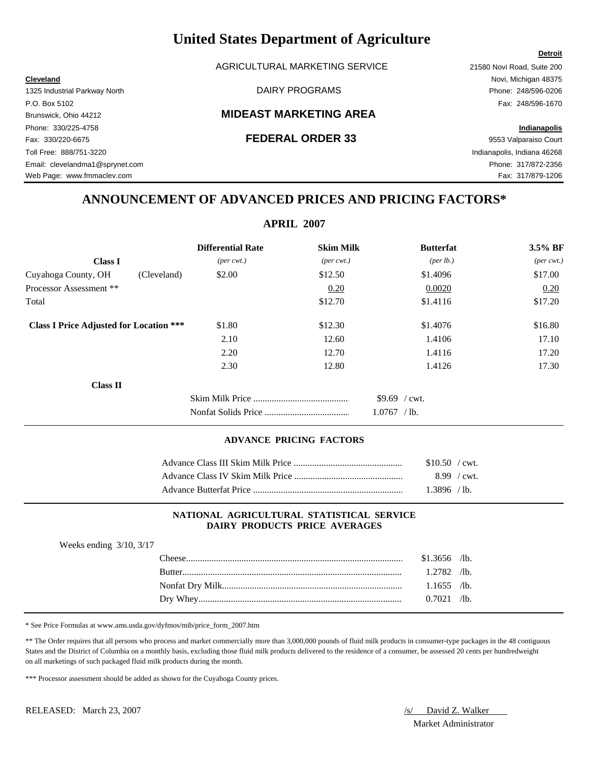# United States Department of Agriculture

AGRICULTURAL MARKETING SERVICE

DAIRY PROGRAMS

## MIDEAST MARKETING AREA

## FEDERAL ORDER 33

**Cleveland**
1325 Industrial Parkway North
P.O. Box 5102
Brunswick, Ohio 44212
Phone: 330/225-4758
Fax: 330/220-6675
Toll Free: 888/751-3220
Email: clevelandma1@sprynet.com
Web Page: www.fmmaclev.com

**Detroit**
21580 Novi Road, Suite 200
Novi, Michigan 48375
Phone: 248/596-0206
Fax: 248/596-1670

**Indianapolis**
9553 Valparaiso Court
Indianapolis, Indiana 46268
Phone: 317/872-2356
Fax: 317/879-1206

## ANNOUNCEMENT OF ADVANCED PRICES AND PRICING FACTORS*

### APRIL 2007

| **Class I** | | **Differential Rate** *(per cwt.)* | **Skim Milk** *(per cwt.)* | **Butterfat** *(per lb.)* | **3.5% BF** *(per cwt.)* |
|---|---|---|---|---|---|
| Cuyahoga County, OH | (Cleveland) | $2.00 | $12.50 | $1.4096 | $17.00 |
| Processor Assessment ** | | | 0.20 | 0.0020 | 0.20 |
| Total | | | $12.70 | $1.4116 | $17.20 |
| **Class I Price Adjusted for Location *** ** | | $1.80 | $12.30 | $1.4076 | $16.80 |
| | | 2.10 | 12.60 | 1.4106 | 17.10 |
| | | 2.20 | 12.70 | 1.4116 | 17.20 |
| | | 2.30 | 12.80 | 1.4126 | 17.30 |

**Class II**

| | |
|---|---|
| Skim Milk Price | $9.69 / cwt. |
| Nonfat Solids Price | 1.0767 / lb. |

#### ADVANCE PRICING FACTORS

| | |
|---|---|
| Advance Class III Skim Milk Price | $10.50 / cwt. |
| Advance Class IV Skim Milk Price | 8.99 / cwt. |
| Advance Butterfat Price | 1.3896 / lb. |

#### NATIONAL AGRICULTURAL STATISTICAL SERVICE DAIRY PRODUCTS PRICE AVERAGES

Weeks ending 3/10, 3/17

| | |
|---|---|
| Cheese | $1.3656 /lb. |
| Butter | 1.2782 /lb. |
| Nonfat Dry Milk | 1.1655 /lb. |
| Dry Whey | 0.7021 /lb. |

* See Price Formulas at www.ams.usda.gov/dyfmos/mib/price_form_2007.htm

** The Order requires that all persons who process and market commercially more than 3,000,000 pounds of fluid milk products in consumer-type packages in the 48 contiguous States and the District of Columbia on a monthly basis, excluding those fluid milk products delivered to the residence of a consumer, be assessed 20 cents per hundredweight on all marketings of such packaged fluid milk products during the month.

*** Processor assessment should be added as shown for the Cuyahoga County prices.

RELEASED: March 23, 2007

/s/ David Z. Walker
Market Administrator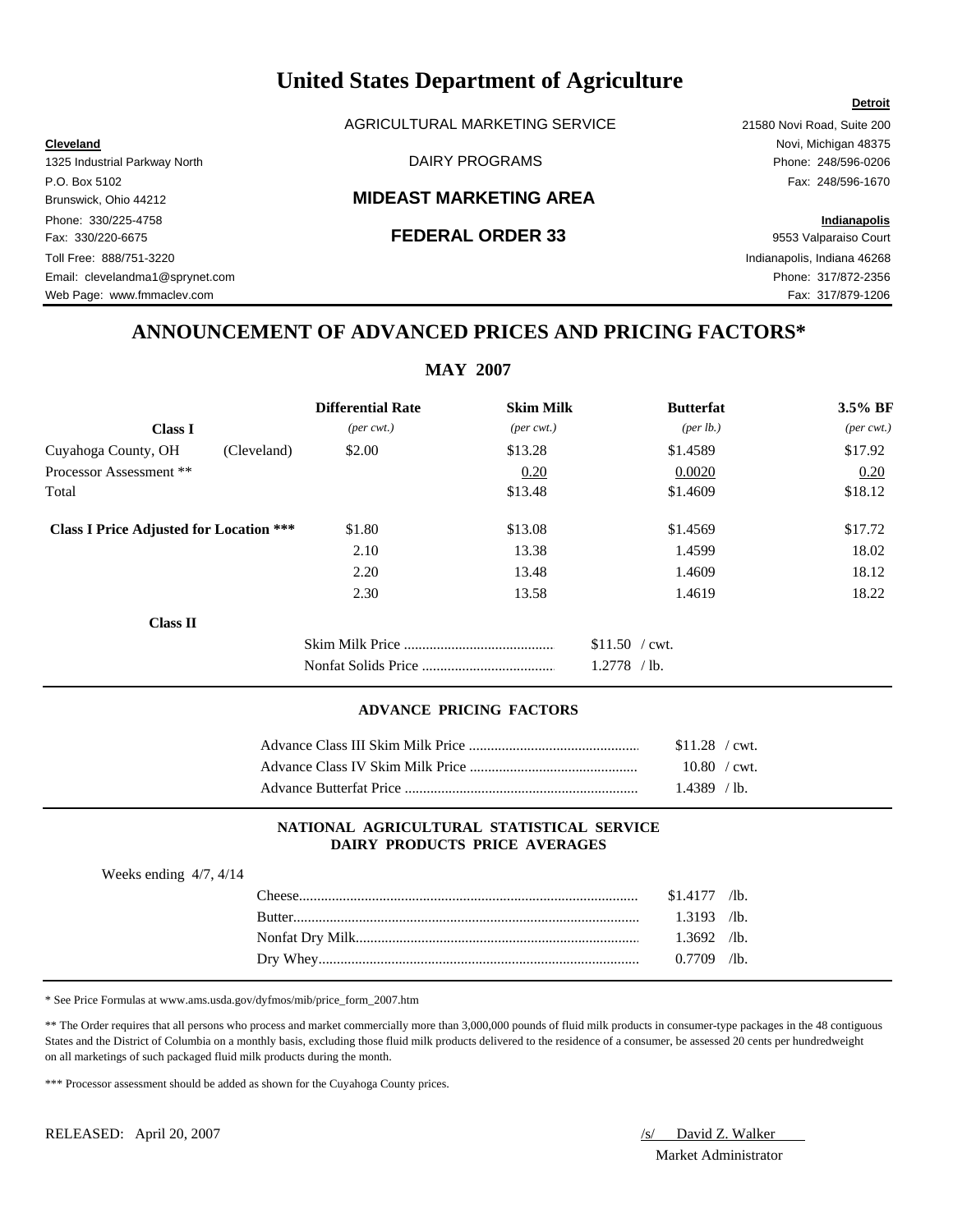# United States Department of Agriculture

AGRICULTURAL MARKETING SERVICE

DAIRY PROGRAMS

## MIDEAST MARKETING AREA

## FEDERAL ORDER 33

**Cleveland**
1325 Industrial Parkway North
P.O. Box 5102
Brunswick, Ohio 44212
Phone: 330/225-4758
Fax: 330/220-6675
Toll Free: 888/751-3220
Email: clevelandma1@sprynet.com
Web Page: www.fmmaclev.com

**Detroit**
21580 Novi Road, Suite 200
Novi, Michigan 48375
Phone: 248/596-0206
Fax: 248/596-1670

**Indianapolis**
9553 Valparaiso Court
Indianapolis, Indiana 46268
Phone: 317/872-2356
Fax: 317/879-1206

## ANNOUNCEMENT OF ADVANCED PRICES AND PRICING FACTORS*

### MAY 2007

| **Class I** | | **Differential Rate** *(per cwt.)* | **Skim Milk** *(per cwt.)* | **Butterfat** *(per lb.)* | **3.5% BF** *(per cwt.)* |
|---|---|---|---|---|---|
| Cuyahoga County, OH | (Cleveland) | $2.00 | $13.28 | $1.4589 | $17.92 |
| Processor Assessment ** | | | 0.20 | 0.0020 | 0.20 |
| Total | | | $13.48 | $1.4609 | $18.12 |
| **Class I Price Adjusted for Location *** ** | | $1.80 | $13.08 | $1.4569 | $17.72 |
| | | 2.10 | 13.38 | 1.4599 | 18.02 |
| | | 2.20 | 13.48 | 1.4609 | 18.12 |
| | | 2.30 | 13.58 | 1.4619 | 18.22 |

**Class II**

| | |
|---|---|
| Skim Milk Price | $11.50 / cwt. |
| Nonfat Solids Price | 1.2778 / lb. |

#### ADVANCE PRICING FACTORS

| | |
|---|---|
| Advance Class III Skim Milk Price | $11.28 / cwt. |
| Advance Class IV Skim Milk Price | 10.80 / cwt. |
| Advance Butterfat Price | 1.4389 / lb. |

#### NATIONAL AGRICULTURAL STATISTICAL SERVICE DAIRY PRODUCTS PRICE AVERAGES

Weeks ending 4/7, 4/14

| | |
|---|---|
| Cheese | $1.4177 /lb. |
| Butter | 1.3193 /lb. |
| Nonfat Dry Milk | 1.3692 /lb. |
| Dry Whey | 0.7709 /lb. |

\* See Price Formulas at www.ams.usda.gov/dyfmos/mib/price_form_2007.htm

** The Order requires that all persons who process and market commercially more than 3,000,000 pounds of fluid milk products in consumer-type packages in the 48 contiguous States and the District of Columbia on a monthly basis, excluding those fluid milk products delivered to the residence of a consumer, be assessed 20 cents per hundredweight on all marketings of such packaged fluid milk products during the month.

*** Processor assessment should be added as shown for the Cuyahoga County prices.

RELEASED: April 20, 2007

/s/ David Z. Walker
Market Administrator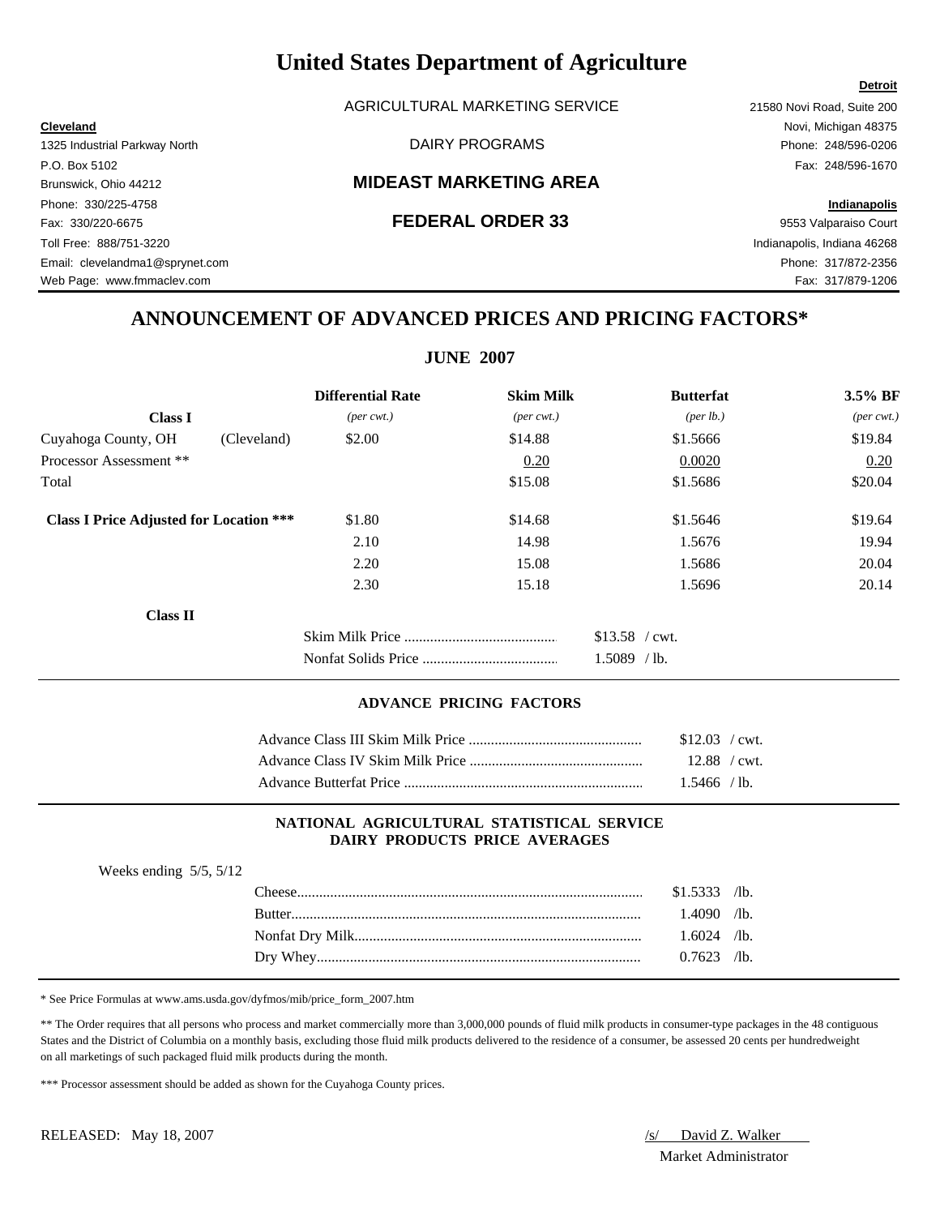# United States Department of Agriculture

AGRICULTURAL MARKETING SERVICE

DAIRY PROGRAMS

## MIDEAST MARKETING AREA

## FEDERAL ORDER 33

**Cleveland**
1325 Industrial Parkway North
P.O. Box 5102
Brunswick, Ohio 44212
Phone: 330/225-4758
Fax: 330/220-6675
Toll Free: 888/751-3220
Email: clevelandma1@sprynet.com
Web Page: www.fmmaclev.com

**Detroit**
21580 Novi Road, Suite 200
Novi, Michigan 48375
Phone: 248/596-0206
Fax: 248/596-1670

**Indianapolis**
9553 Valparaiso Court
Indianapolis, Indiana 46268
Phone: 317/872-2356
Fax: 317/879-1206

## ANNOUNCEMENT OF ADVANCED PRICES AND PRICING FACTORS*

### JUNE 2007

| **Class I** | | Differential Rate *(per cwt.)* | Skim Milk *(per cwt.)* | Butterfat *(per lb.)* | 3.5% BF *(per cwt.)* |
|---|---|---|---|---|---|
| Cuyahoga County, OH | (Cleveland) | $2.00 | $14.88 | $1.5666 | $19.84 |
| Processor Assessment ** | | | 0.20 | 0.0020 | 0.20 |
| Total | | | $15.08 | $1.5686 | $20.04 |
| **Class I Price Adjusted for Location \*\*\*** | | $1.80 | $14.68 | $1.5646 | $19.64 |
| | | 2.10 | 14.98 | 1.5676 | 19.94 |
| | | 2.20 | 15.08 | 1.5686 | 20.04 |
| | | 2.30 | 15.18 | 1.5696 | 20.14 |

**Class II**

| | |
|---|---|
| Skim Milk Price | $13.58 / cwt. |
| Nonfat Solids Price | 1.5089 / lb. |

### ADVANCE PRICING FACTORS

| | |
|---|---|
| Advance Class III Skim Milk Price | $12.03 / cwt. |
| Advance Class IV Skim Milk Price | 12.88 / cwt. |
| Advance Butterfat Price | 1.5466 / lb. |

### NATIONAL AGRICULTURAL STATISTICAL SERVICE DAIRY PRODUCTS PRICE AVERAGES

Weeks ending 5/5, 5/12

| | |
|---|---|
| Cheese | $1.5333 /lb. |
| Butter | 1.4090 /lb. |
| Nonfat Dry Milk | 1.6024 /lb. |
| Dry Whey | 0.7623 /lb. |

\* See Price Formulas at www.ams.usda.gov/dyfmos/mib/price_form_2007.htm

\*\* The Order requires that all persons who process and market commercially more than 3,000,000 pounds of fluid milk products in consumer-type packages in the 48 contiguous States and the District of Columbia on a monthly basis, excluding those fluid milk products delivered to the residence of a consumer, be assessed 20 cents per hundredweight on all marketings of such packaged fluid milk products during the month.

\*\*\* Processor assessment should be added as shown for the Cuyahoga County prices.

RELEASED: May 18, 2007

/s/ David Z. Walker
Market Administrator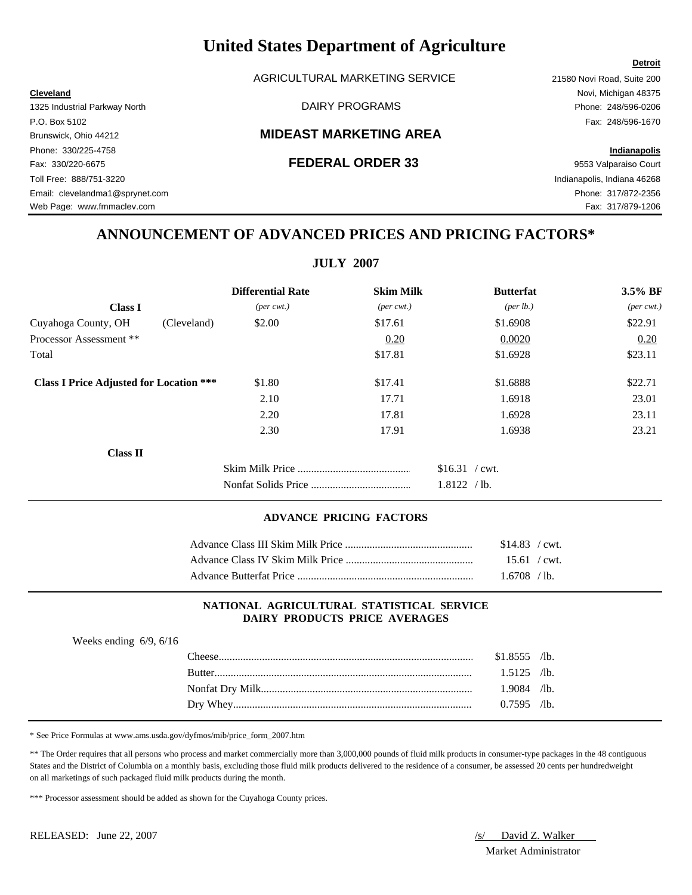# United States Department of Agriculture

AGRICULTURAL MARKETING SERVICE

DAIRY PROGRAMS

## MIDEAST MARKETING AREA

## FEDERAL ORDER 33

**Cleveland**
1325 Industrial Parkway North
P.O. Box 5102
Brunswick, Ohio 44212
Phone: 330/225-4758
Fax: 330/220-6675
Toll Free: 888/751-3220
Email: clevelandma1@sprynet.com
Web Page: www.fmmaclev.com

**Detroit**
21580 Novi Road, Suite 200
Novi, Michigan 48375
Phone: 248/596-0206
Fax: 248/596-1670

**Indianapolis**
9553 Valparaiso Court
Indianapolis, Indiana 46268
Phone: 317/872-2356
Fax: 317/879-1206

## ANNOUNCEMENT OF ADVANCED PRICES AND PRICING FACTORS*

### JULY 2007

| **Class I** | | **Differential Rate** *(per cwt.)* | **Skim Milk** *(per cwt.)* | **Butterfat** *(per lb.)* | **3.5% BF** *(per cwt.)* |
|---|---|---|---|---|---|
| Cuyahoga County, OH | (Cleveland) | $2.00 | $17.61 | $1.6908 | $22.91 |
| Processor Assessment ** | | | 0.20 | 0.0020 | 0.20 |
| Total | | | $17.81 | $1.6928 | $23.11 |
| **Class I Price Adjusted for Location ***** | | $1.80 | $17.41 | $1.6888 | $22.71 |
| | | 2.10 | 17.71 | 1.6918 | 23.01 |
| | | 2.20 | 17.81 | 1.6928 | 23.11 |
| | | 2.30 | 17.91 | 1.6938 | 23.21 |

**Class II**

| | |
|---|---|
| Skim Milk Price | $16.31 / cwt. |
| Nonfat Solids Price | 1.8122 / lb. |

### ADVANCE PRICING FACTORS

| | |
|---|---|
| Advance Class III Skim Milk Price | $14.83 / cwt. |
| Advance Class IV Skim Milk Price | 15.61 / cwt. |
| Advance Butterfat Price | 1.6708 / lb. |

### NATIONAL AGRICULTURAL STATISTICAL SERVICE DAIRY PRODUCTS PRICE AVERAGES

Weeks ending 6/9, 6/16

| | |
|---|---|
| Cheese | $1.8555 /lb. |
| Butter | 1.5125 /lb. |
| Nonfat Dry Milk | 1.9084 /lb. |
| Dry Whey | 0.7595 /lb. |

* See Price Formulas at www.ams.usda.gov/dyfmos/mib/price_form_2007.htm

** The Order requires that all persons who process and market commercially more than 3,000,000 pounds of fluid milk products in consumer-type packages in the 48 contiguous States and the District of Columbia on a monthly basis, excluding those fluid milk products delivered to the residence of a consumer, be assessed 20 cents per hundredweight on all marketings of such packaged fluid milk products during the month.

*** Processor assessment should be added as shown for the Cuyahoga County prices.

RELEASED: June 22, 2007

/s/ David Z. Walker
Market Administrator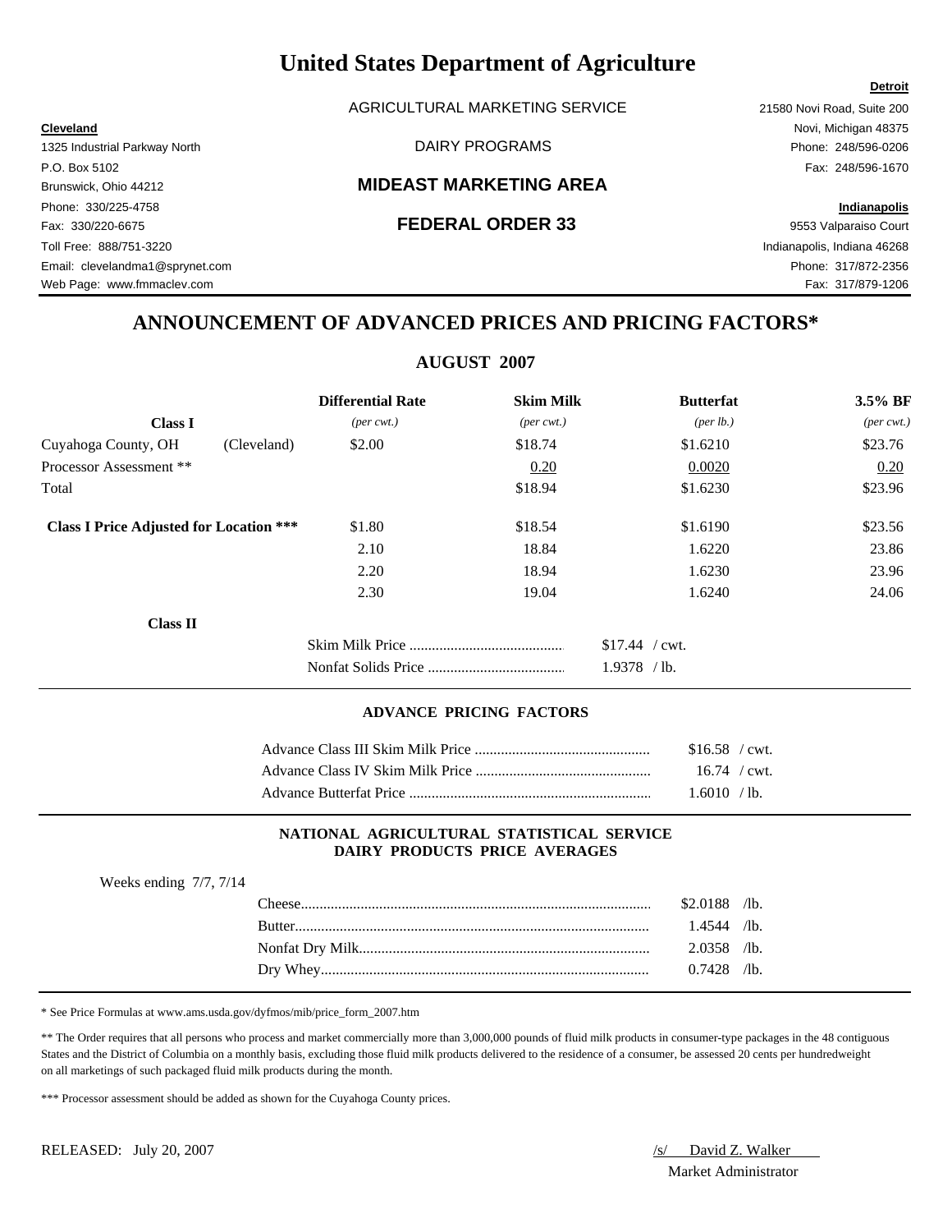# United States Department of Agriculture

AGRICULTURAL MARKETING SERVICE

DAIRY PROGRAMS

## MIDEAST MARKETING AREA

## FEDERAL ORDER 33

**Cleveland**
1325 Industrial Parkway North
P.O. Box 5102
Brunswick, Ohio 44212
Phone: 330/225-4758
Fax: 330/220-6675
Toll Free: 888/751-3220
Email: clevelandma1@sprynet.com
Web Page: www.fmmaclev.com

**Detroit**
21580 Novi Road, Suite 200
Novi, Michigan 48375
Phone: 248/596-0206
Fax: 248/596-1670

**Indianapolis**
9553 Valparaiso Court
Indianapolis, Indiana 46268
Phone: 317/872-2356
Fax: 317/879-1206

## ANNOUNCEMENT OF ADVANCED PRICES AND PRICING FACTORS*

### AUGUST 2007

| Class I | | Differential Rate *(per cwt.)* | Skim Milk *(per cwt.)* | Butterfat *(per lb.)* | 3.5% BF *(per cwt.)* |
|---|---|---|---|---|---|
| Cuyahoga County, OH | (Cleveland) | $2.00 | $18.74 | $1.6210 | $23.76 |
| Processor Assessment ** | | | 0.20 | 0.0020 | 0.20 |
| Total | | | $18.94 | $1.6230 | $23.96 |
| **Class I Price Adjusted for Location *** ** | | $1.80 | $18.54 | $1.6190 | $23.56 |
| | | 2.10 | 18.84 | 1.6220 | 23.86 |
| | | 2.20 | 18.94 | 1.6230 | 23.96 |
| | | 2.30 | 19.04 | 1.6240 | 24.06 |

**Class II**

| | |
|---|---|
| Skim Milk Price | $17.44 / cwt. |
| Nonfat Solids Price | 1.9378 / lb. |

#### ADVANCE PRICING FACTORS

| | |
|---|---|
| Advance Class III Skim Milk Price | $16.58 / cwt. |
| Advance Class IV Skim Milk Price | 16.74 / cwt. |
| Advance Butterfat Price | 1.6010 / lb. |

#### NATIONAL AGRICULTURAL STATISTICAL SERVICE DAIRY PRODUCTS PRICE AVERAGES

Weeks ending 7/7, 7/14

| | |
|---|---|
| Cheese | $2.0188 /lb. |
| Butter | 1.4544 /lb. |
| Nonfat Dry Milk | 2.0358 /lb. |
| Dry Whey | 0.7428 /lb. |

* See Price Formulas at www.ams.usda.gov/dyfmos/mib/price_form_2007.htm

** The Order requires that all persons who process and market commercially more than 3,000,000 pounds of fluid milk products in consumer-type packages in the 48 contiguous States and the District of Columbia on a monthly basis, excluding those fluid milk products delivered to the residence of a consumer, be assessed 20 cents per hundredweight on all marketings of such packaged fluid milk products during the month.

*** Processor assessment should be added as shown for the Cuyahoga County prices.

RELEASED: July 20, 2007

/s/ David Z. Walker
Market Administrator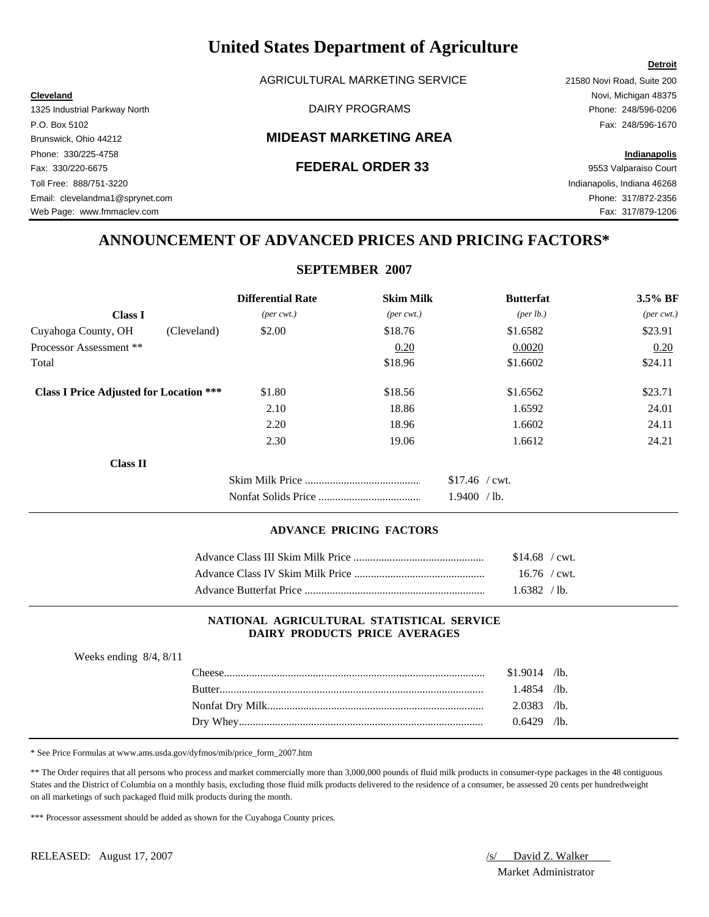# United States Department of Agriculture

AGRICULTURAL MARKETING SERVICE

DAIRY PROGRAMS

**MIDEAST MARKETING AREA**

**FEDERAL ORDER 33**

**Cleveland**
1325 Industrial Parkway North
P.O. Box 5102
Brunswick, Ohio 44212
Phone: 330/225-4758
Fax: 330/220-6675
Toll Free: 888/751-3220
Email: clevelandma1@sprynet.com
Web Page: www.fmmaclev.com

**Detroit**
21580 Novi Road, Suite 200
Novi, Michigan 48375
Phone: 248/596-0206
Fax: 248/596-1670

**Indianapolis**
9553 Valparaiso Court
Indianapolis, Indiana 46268
Phone: 317/872-2356
Fax: 317/879-1206

## ANNOUNCEMENT OF ADVANCED PRICES AND PRICING FACTORS*

### SEPTEMBER 2007

| **Class I** | | **Differential Rate** *(per cwt.)* | **Skim Milk** *(per cwt.)* | **Butterfat** *(per lb.)* | **3.5% BF** *(per cwt.)* |
|---|---|---|---|---|---|
| Cuyahoga County, OH | (Cleveland) | $2.00 | $18.76 | $1.6582 | $23.91 |
| Processor Assessment ** | | | 0.20 | 0.0020 | 0.20 |
| Total | | | $18.96 | $1.6602 | $24.11 |
| **Class I Price Adjusted for Location ***** | | $1.80 | $18.56 | $1.6562 | $23.71 |
| | | 2.10 | 18.86 | 1.6592 | 24.01 |
| | | 2.20 | 18.96 | 1.6602 | 24.11 |
| | | 2.30 | 19.06 | 1.6612 | 24.21 |

**Class II**

| | |
|---|---|
| Skim Milk Price | $17.46 / cwt. |
| Nonfat Solids Price | 1.9400 / lb. |

#### ADVANCE PRICING FACTORS

| | |
|---|---|
| Advance Class III Skim Milk Price | $14.68 / cwt. |
| Advance Class IV Skim Milk Price | 16.76 / cwt. |
| Advance Butterfat Price | 1.6382 / lb. |

#### NATIONAL AGRICULTURAL STATISTICAL SERVICE DAIRY PRODUCTS PRICE AVERAGES

Weeks ending 8/4, 8/11

| | |
|---|---|
| Cheese | $1.9014 /lb. |
| Butter | 1.4854 /lb. |
| Nonfat Dry Milk | 2.0383 /lb. |
| Dry Whey | 0.6429 /lb. |

* See Price Formulas at www.ams.usda.gov/dyfmos/mib/price_form_2007.htm

** The Order requires that all persons who process and market commercially more than 3,000,000 pounds of fluid milk products in consumer-type packages in the 48 contiguous States and the District of Columbia on a monthly basis, excluding those fluid milk products delivered to the residence of a consumer, be assessed 20 cents per hundredweight on all marketings of such packaged fluid milk products during the month.

*** Processor assessment should be added as shown for the Cuyahoga County prices.

RELEASED: August 17, 2007

/s/ David Z. Walker
Market Administrator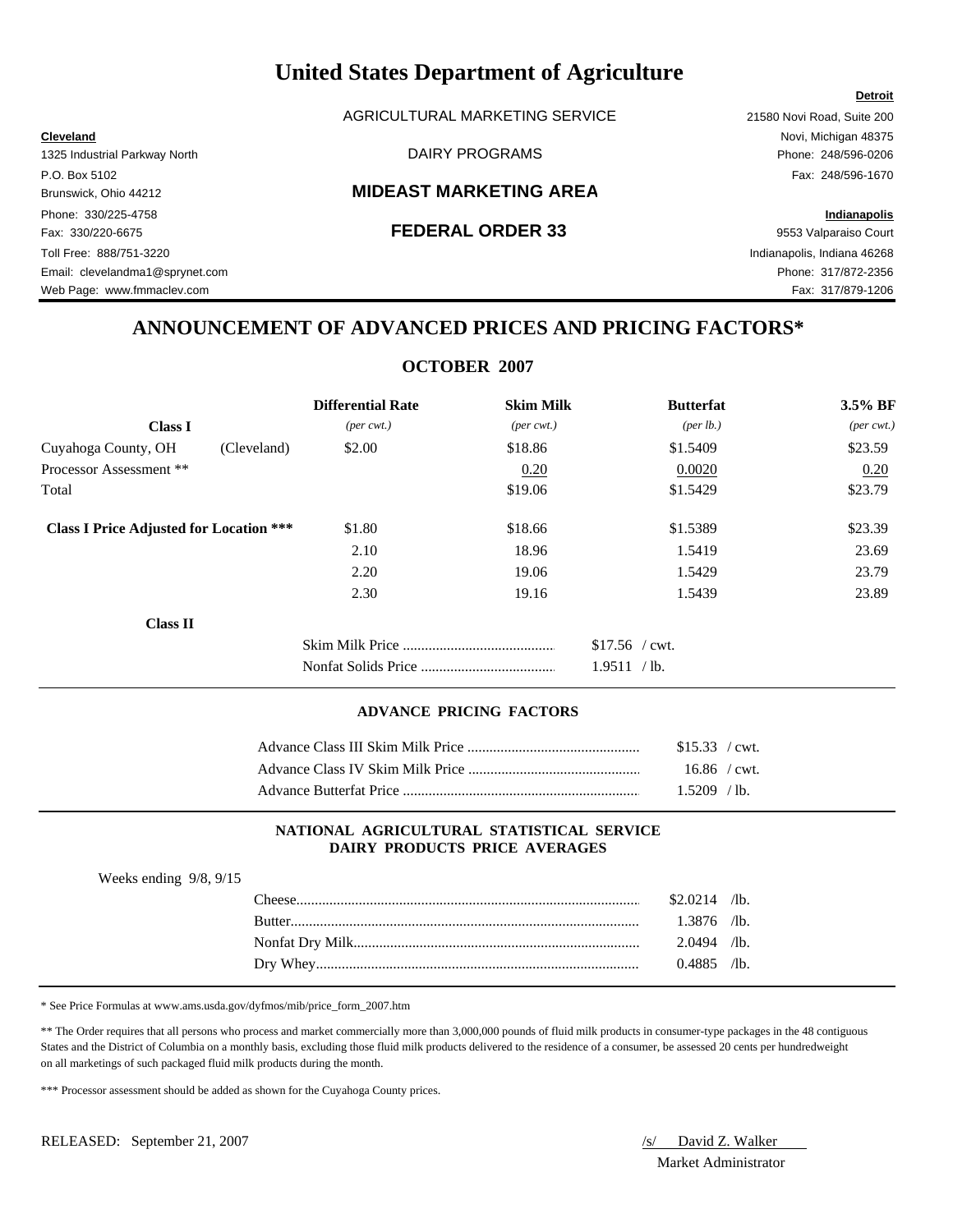# United States Department of Agriculture

AGRICULTURAL MARKETING SERVICE

DAIRY PROGRAMS

**MIDEAST MARKETING AREA**

**FEDERAL ORDER 33**

**Cleveland**
1325 Industrial Parkway North
P.O. Box 5102
Brunswick, Ohio 44212
Phone: 330/225-4758
Fax: 330/220-6675
Toll Free: 888/751-3220
Email: clevelandma1@sprynet.com
Web Page: www.fmmaclev.com

**Detroit**
21580 Novi Road, Suite 200
Novi, Michigan 48375
Phone: 248/596-0206
Fax: 248/596-1670

**Indianapolis**
9553 Valparaiso Court
Indianapolis, Indiana 46268
Phone: 317/872-2356
Fax: 317/879-1206

## ANNOUNCEMENT OF ADVANCED PRICES AND PRICING FACTORS*

### OCTOBER 2007

| **Class I** | | **Differential Rate** *(per cwt.)* | **Skim Milk** *(per cwt.)* | **Butterfat** *(per lb.)* | **3.5% BF** *(per cwt.)* |
|---|---|---|---|---|---|
| Cuyahoga County, OH | (Cleveland) | $2.00 | $18.86 | $1.5409 | $23.59 |
| Processor Assessment ** | | | 0.20 | 0.0020 | 0.20 |
| Total | | | $19.06 | $1.5429 | $23.79 |
| **Class I Price Adjusted for Location *** ** | | $1.80 | $18.66 | $1.5389 | $23.39 |
| | | 2.10 | 18.96 | 1.5419 | 23.69 |
| | | 2.20 | 19.06 | 1.5429 | 23.79 |
| | | 2.30 | 19.16 | 1.5439 | 23.89 |

**Class II**

| | |
|---|---|
| Skim Milk Price | $17.56 / cwt. |
| Nonfat Solids Price | 1.9511 / lb. |

### ADVANCE PRICING FACTORS

| | |
|---|---|
| Advance Class III Skim Milk Price | $15.33 / cwt. |
| Advance Class IV Skim Milk Price | 16.86 / cwt. |
| Advance Butterfat Price | 1.5209 / lb. |

### NATIONAL AGRICULTURAL STATISTICAL SERVICE DAIRY PRODUCTS PRICE AVERAGES

Weeks ending 9/8, 9/15

| | |
|---|---|
| Cheese | $2.0214 /lb. |
| Butter | 1.3876 /lb. |
| Nonfat Dry Milk | 2.0494 /lb. |
| Dry Whey | 0.4885 /lb. |

* See Price Formulas at www.ams.usda.gov/dyfmos/mib/price_form_2007.htm

** The Order requires that all persons who process and market commercially more than 3,000,000 pounds of fluid milk products in consumer-type packages in the 48 contiguous States and the District of Columbia on a monthly basis, excluding those fluid milk products delivered to the residence of a consumer, be assessed 20 cents per hundredweight on all marketings of such packaged fluid milk products during the month.

*** Processor assessment should be added as shown for the Cuyahoga County prices.

RELEASED: September 21, 2007

/s/ David Z. Walker
Market Administrator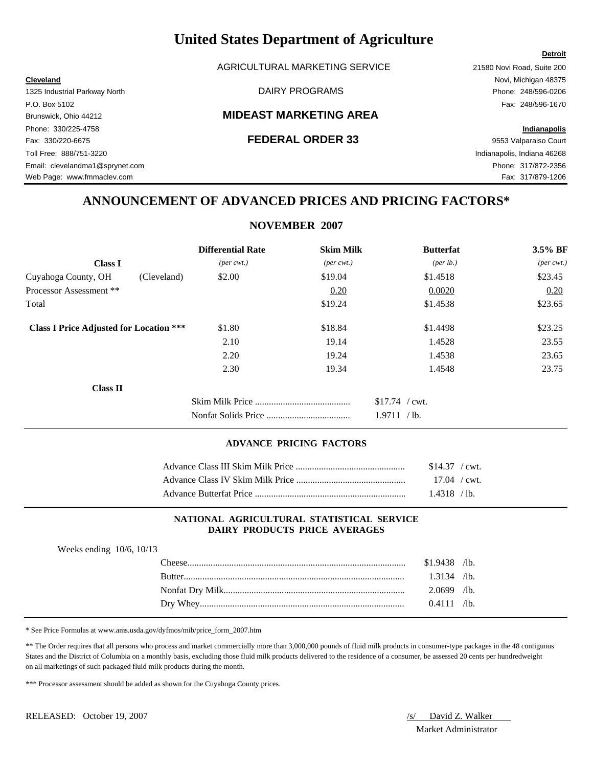# United States Department of Agriculture

AGRICULTURAL MARKETING SERVICE

DAIRY PROGRAMS

## MIDEAST MARKETING AREA

## FEDERAL ORDER 33

**Cleveland**
1325 Industrial Parkway North
P.O. Box 5102
Brunswick, Ohio 44212
Phone: 330/225-4758
Fax: 330/220-6675
Toll Free: 888/751-3220
Email: clevelandma1@sprynet.com
Web Page: www.fmmaclev.com

**Detroit**
21580 Novi Road, Suite 200
Novi, Michigan 48375
Phone: 248/596-0206
Fax: 248/596-1670

**Indianapolis**
9553 Valparaiso Court
Indianapolis, Indiana 46268
Phone: 317/872-2356
Fax: 317/879-1206

## ANNOUNCEMENT OF ADVANCED PRICES AND PRICING FACTORS*

### NOVEMBER 2007

| **Class I** | | **Differential Rate** *(per cwt.)* | **Skim Milk** *(per cwt.)* | **Butterfat** *(per lb.)* | **3.5% BF** *(per cwt.)* |
|---|---|---|---|---|---|
| Cuyahoga County, OH | (Cleveland) | $2.00 | $19.04 | $1.4518 | $23.45 |
| Processor Assessment ** | | | 0.20 | 0.0020 | 0.20 |
| Total | | | $19.24 | $1.4538 | $23.65 |
| **Class I Price Adjusted for Location *** ** | | $1.80 | $18.84 | $1.4498 | $23.25 |
| | | 2.10 | 19.14 | 1.4528 | 23.55 |
| | | 2.20 | 19.24 | 1.4538 | 23.65 |
| | | 2.30 | 19.34 | 1.4548 | 23.75 |

**Class II**

| | |
|---|---|
| Skim Milk Price | $17.74 / cwt. |
| Nonfat Solids Price | 1.9711 / lb. |

### ADVANCE PRICING FACTORS

| | |
|---|---|
| Advance Class III Skim Milk Price | $14.37 / cwt. |
| Advance Class IV Skim Milk Price | 17.04 / cwt. |
| Advance Butterfat Price | 1.4318 / lb. |

### NATIONAL AGRICULTURAL STATISTICAL SERVICE DAIRY PRODUCTS PRICE AVERAGES

Weeks ending 10/6, 10/13

| | |
|---|---|
| Cheese | $1.9438 /lb. |
| Butter | 1.3134 /lb. |
| Nonfat Dry Milk | 2.0699 /lb. |
| Dry Whey | 0.4111 /lb. |

* See Price Formulas at www.ams.usda.gov/dyfmos/mib/price_form_2007.htm

** The Order requires that all persons who process and market commercially more than 3,000,000 pounds of fluid milk products in consumer-type packages in the 48 contiguous States and the District of Columbia on a monthly basis, excluding those fluid milk products delivered to the residence of a consumer, be assessed 20 cents per hundredweight on all marketings of such packaged fluid milk products during the month.

*** Processor assessment should be added as shown for the Cuyahoga County prices.

RELEASED: October 19, 2007

/s/ David Z. Walker
Market Administrator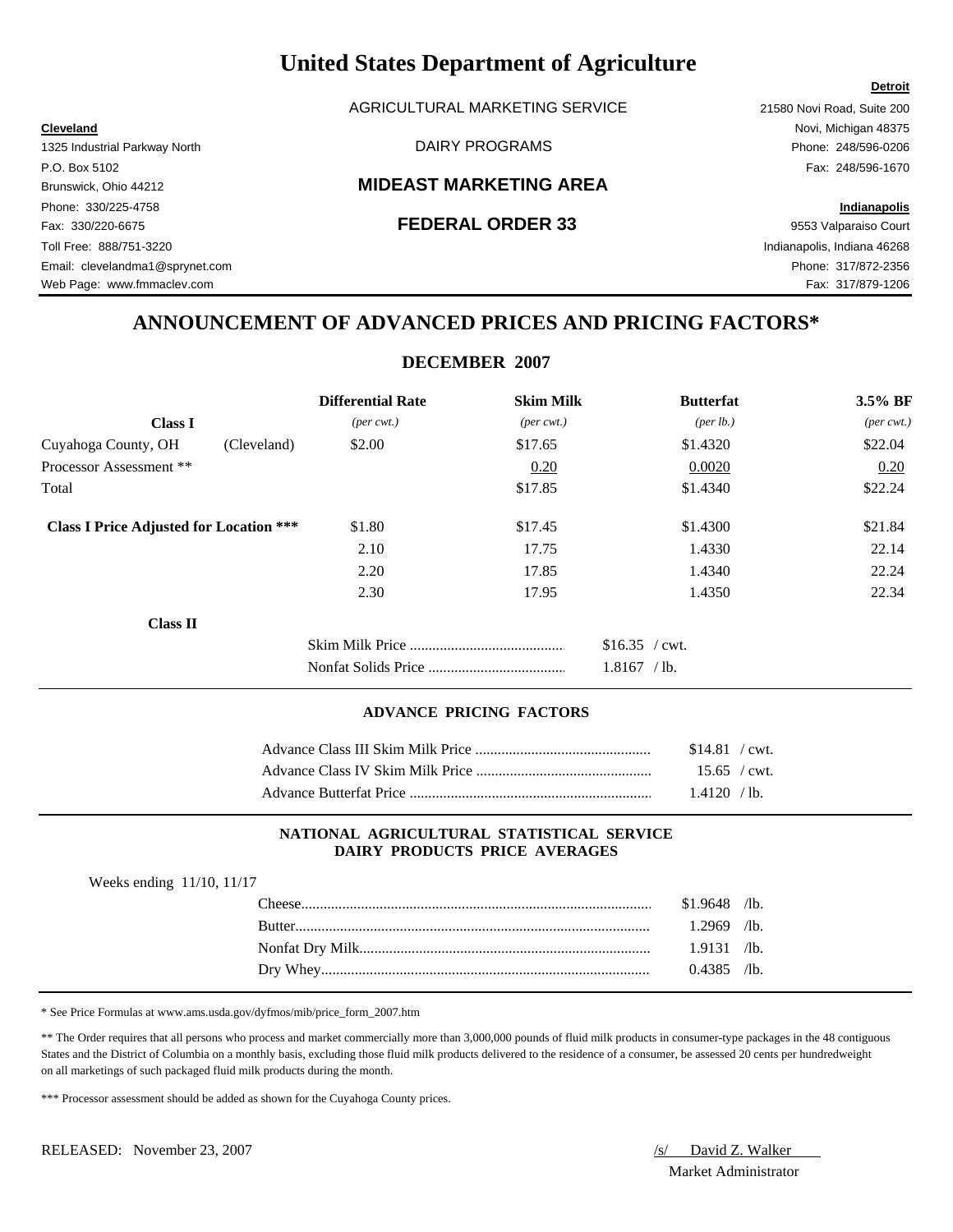# United States Department of Agriculture

AGRICULTURAL MARKETING SERVICE

DAIRY PROGRAMS

## MIDEAST MARKETING AREA

## FEDERAL ORDER 33

**Cleveland**
1325 Industrial Parkway North
P.O. Box 5102
Brunswick, Ohio 44212
Phone: 330/225-4758
Fax: 330/220-6675
Toll Free: 888/751-3220
Email: clevelandma1@sprynet.com
Web Page: www.fmmaclev.com

**Detroit**
21580 Novi Road, Suite 200
Novi, Michigan 48375
Phone: 248/596-0206
Fax: 248/596-1670

**Indianapolis**
9553 Valparaiso Court
Indianapolis, Indiana 46268
Phone: 317/872-2356
Fax: 317/879-1206

## ANNOUNCEMENT OF ADVANCED PRICES AND PRICING FACTORS*

### DECEMBER 2007

| **Class I** | | **Differential Rate** *(per cwt.)* | **Skim Milk** *(per cwt.)* | **Butterfat** *(per lb.)* | **3.5% BF** *(per cwt.)* |
|---|---|---|---|---|---|
| Cuyahoga County, OH | (Cleveland) | $2.00 | $17.65 | $1.4320 | $22.04 |
| Processor Assessment ** | | | 0.20 | 0.0020 | 0.20 |
| Total | | | $17.85 | $1.4340 | $22.24 |
| **Class I Price Adjusted for Location *** ** | | $1.80 | $17.45 | $1.4300 | $21.84 |
| | | 2.10 | 17.75 | 1.4330 | 22.14 |
| | | 2.20 | 17.85 | 1.4340 | 22.24 |
| | | 2.30 | 17.95 | 1.4350 | 22.34 |

**Class II**

| | |
|---|---|
| Skim Milk Price | $16.35 / cwt. |
| Nonfat Solids Price | 1.8167 / lb. |

#### ADVANCE PRICING FACTORS

| | |
|---|---|
| Advance Class III Skim Milk Price | $14.81 / cwt. |
| Advance Class IV Skim Milk Price | 15.65 / cwt. |
| Advance Butterfat Price | 1.4120 / lb. |

#### NATIONAL AGRICULTURAL STATISTICAL SERVICE DAIRY PRODUCTS PRICE AVERAGES

Weeks ending 11/10, 11/17

| | |
|---|---|
| Cheese | $1.9648 /lb. |
| Butter | 1.2969 /lb. |
| Nonfat Dry Milk | 1.9131 /lb. |
| Dry Whey | 0.4385 /lb. |

\* See Price Formulas at www.ams.usda.gov/dyfmos/mib/price_form_2007.htm

** The Order requires that all persons who process and market commercially more than 3,000,000 pounds of fluid milk products in consumer-type packages in the 48 contiguous States and the District of Columbia on a monthly basis, excluding those fluid milk products delivered to the residence of a consumer, be assessed 20 cents per hundredweight on all marketings of such packaged fluid milk products during the month.

*** Processor assessment should be added as shown for the Cuyahoga County prices.

RELEASED: November 23, 2007

/s/ David Z. Walker
Market Administrator